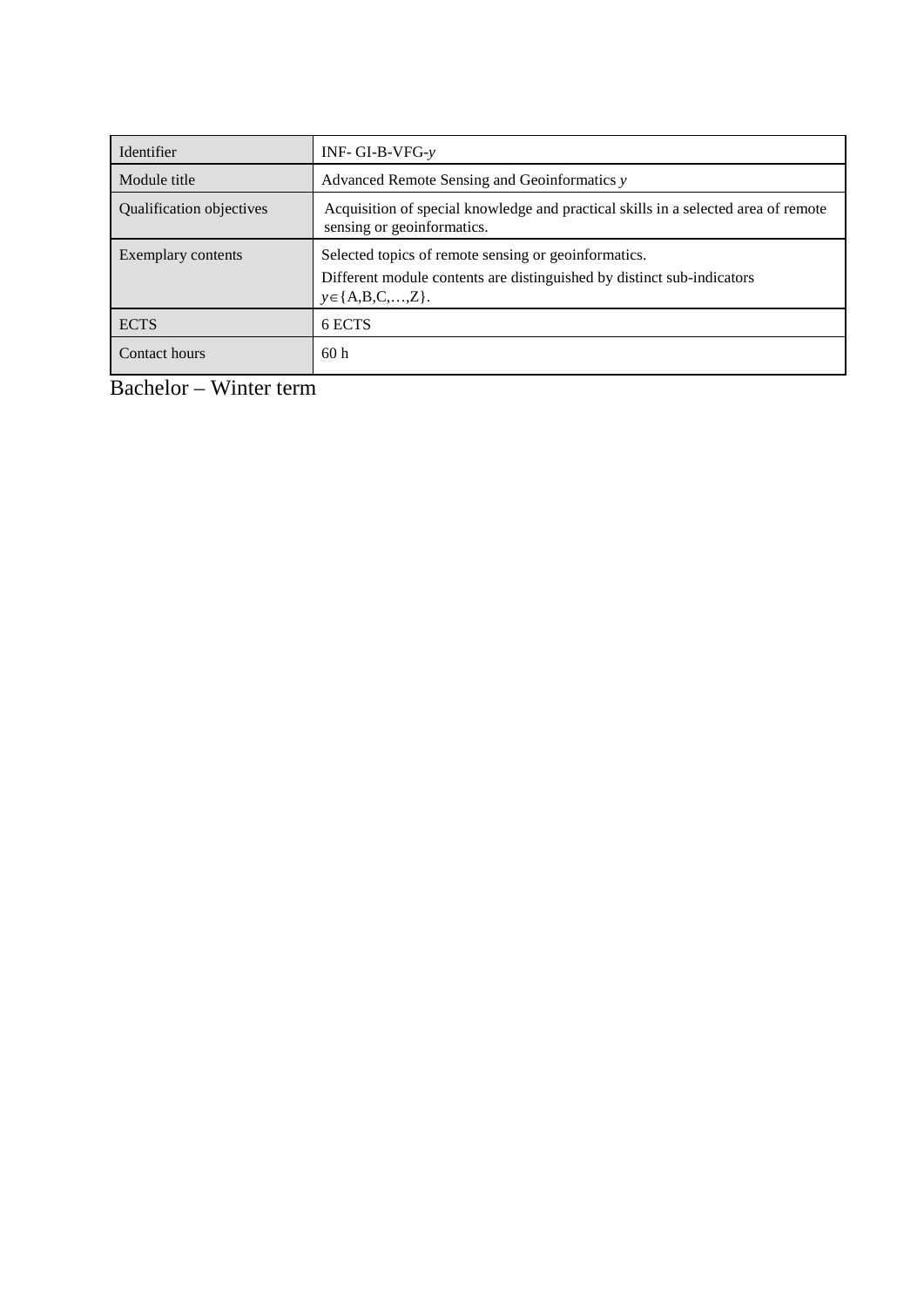| Identifier | INF- GI-B-VFG-*y* |
|---|---|
| Module title | Advanced Remote Sensing and Geoinformatics *y* |
| Qualification objectives | Acquisition of special knowledge and practical skills in a selected area of remote sensing or geoinformatics. |
| Exemplary contents | Selected topics of remote sensing or geoinformatics.<br>Different module contents are distinguished by distinct sub-indicators $y \in \{A,B,C,\ldots,Z\}$. |
| ECTS | 6 ECTS |
| Contact hours | 60 h |

Bachelor – Winter term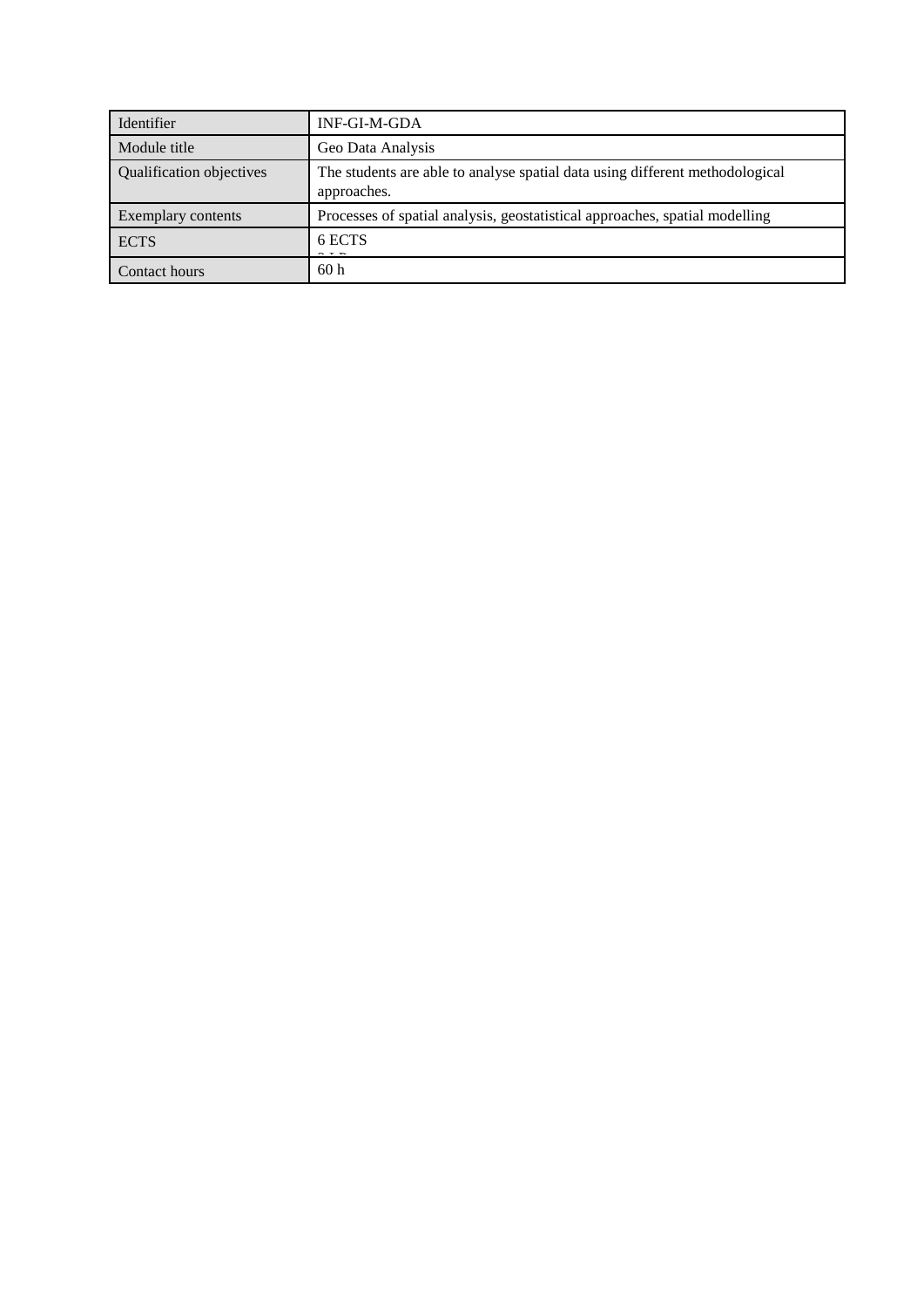| Identifier | INF-GI-M-GDA |
| --- | --- |
| Module title | Geo Data Analysis |
| Qualification objectives | The students are able to analyse spatial data using different methodological approaches. |
| Exemplary contents | Processes of spatial analysis, geostatistical approaches, spatial modelling |
| ECTS | 6 ECTS |
| Contact hours | 60 h |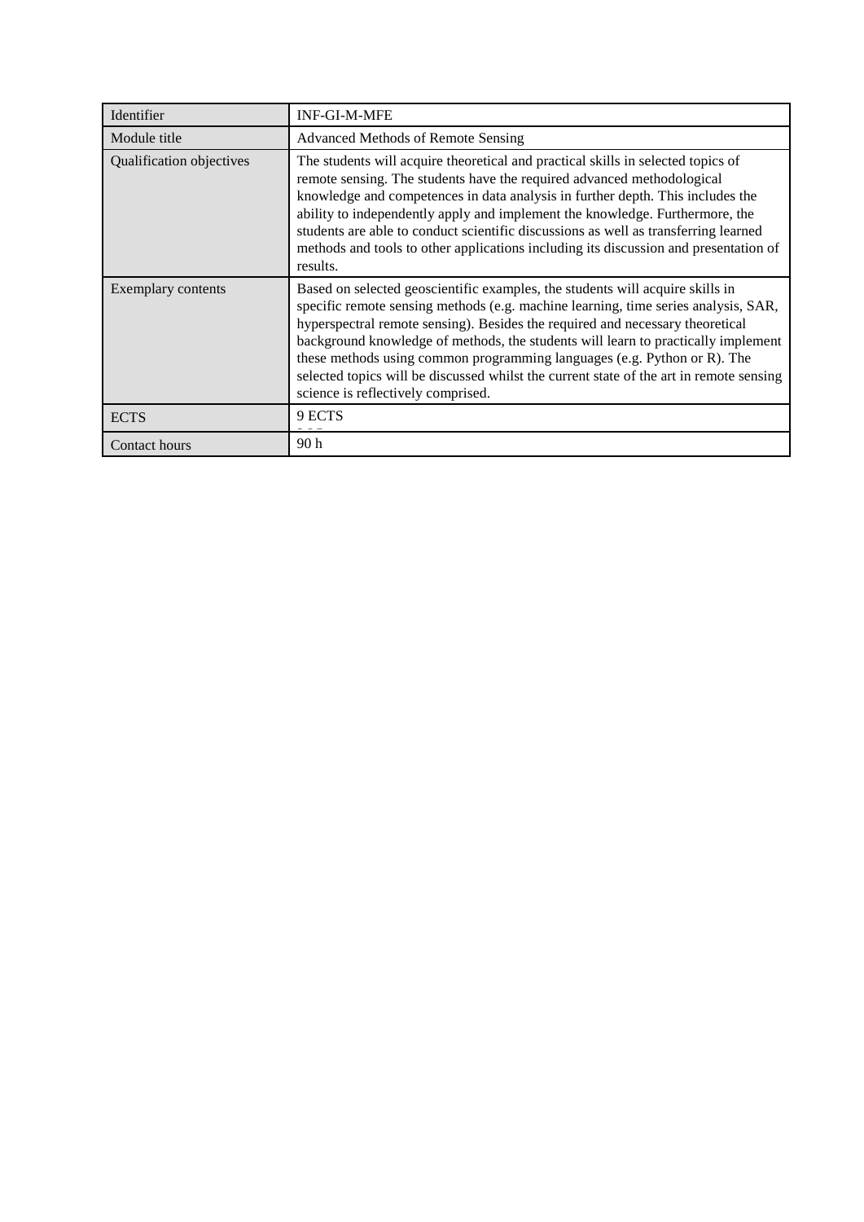| Identifier | INF-GI-M-MFE |
|---|---|
| Module title | Advanced Methods of Remote Sensing |
| Qualification objectives | The students will acquire theoretical and practical skills in selected topics of remote sensing. The students have the required advanced methodological knowledge and competences in data analysis in further depth. This includes the ability to independently apply and implement the knowledge. Furthermore, the students are able to conduct scientific discussions as well as transferring learned methods and tools to other applications including its discussion and presentation of results. |
| Exemplary contents | Based on selected geoscientific examples, the students will acquire skills in specific remote sensing methods (e.g. machine learning, time series analysis, SAR, hyperspectral remote sensing). Besides the required and necessary theoretical background knowledge of methods, the students will learn to practically implement these methods using common programming languages (e.g. Python or R). The selected topics will be discussed whilst the current state of the art in remote sensing science is reflectively comprised. |
| ECTS | 9 ECTS |
| Contact hours | 90 h |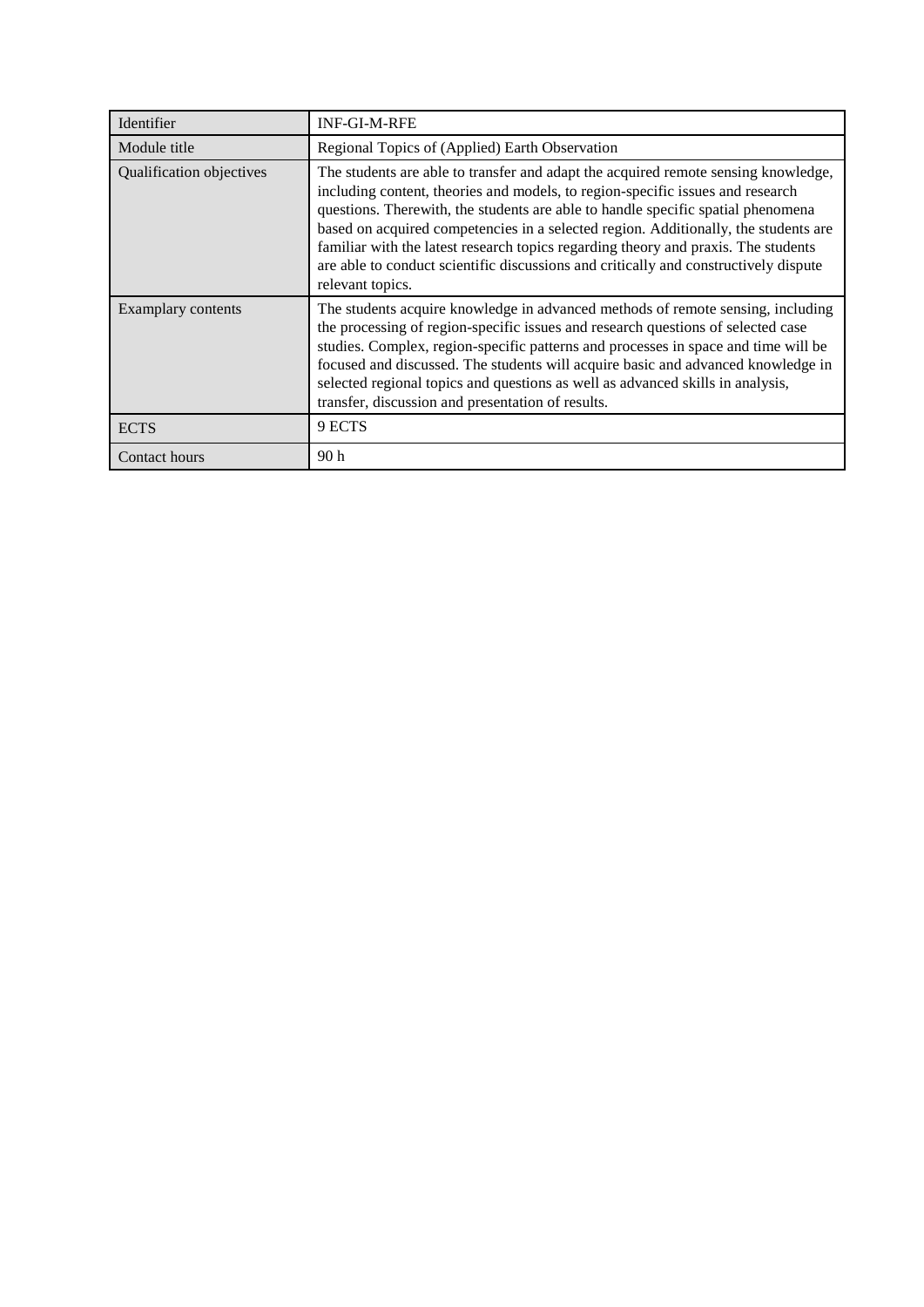| Identifier | INF-GI-M-RFE |
| --- | --- |
| Module title | Regional Topics of (Applied) Earth Observation |
| Qualification objectives | The students are able to transfer and adapt the acquired remote sensing knowledge, including content, theories and models, to region-specific issues and research questions. Therewith, the students are able to handle specific spatial phenomena based on acquired competencies in a selected region. Additionally, the students are familiar with the latest research topics regarding theory and praxis. The students are able to conduct scientific discussions and critically and constructively dispute relevant topics. |
| Examplary contents | The students acquire knowledge in advanced methods of remote sensing, including the processing of region-specific issues and research questions of selected case studies. Complex, region-specific patterns and processes in space and time will be focused and discussed. The students will acquire basic and advanced knowledge in selected regional topics and questions as well as advanced skills in analysis, transfer, discussion and presentation of results. |
| ECTS | 9 ECTS |
| Contact hours | 90 h |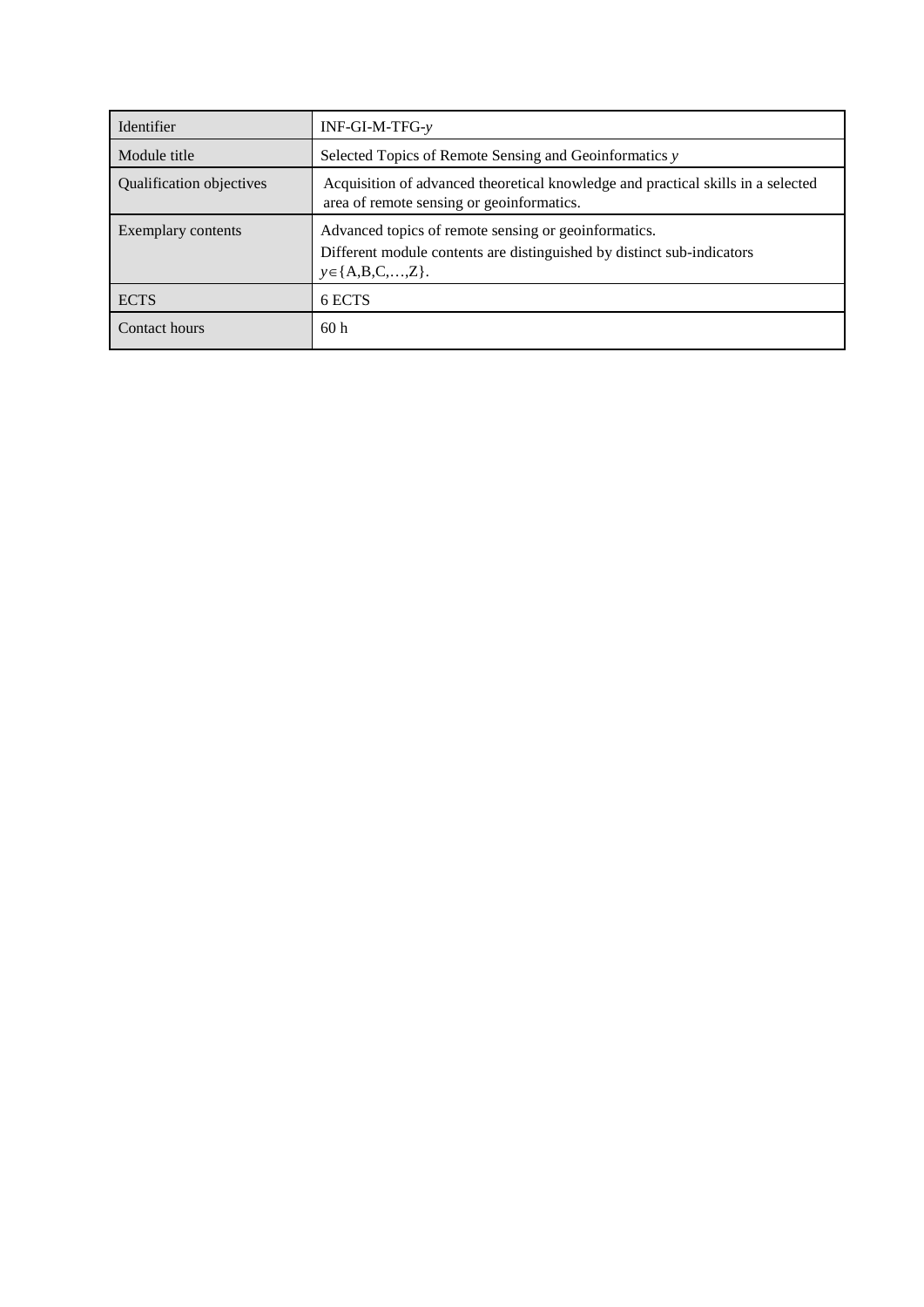| | |
|---|---|
| Identifier | INF-GI-M-TFG-*y* |
| Module title | Selected Topics of Remote Sensing and Geoinformatics *y* |
| Qualification objectives | Acquisition of advanced theoretical knowledge and practical skills in a selected area of remote sensing or geoinformatics. |
| Exemplary contents | Advanced topics of remote sensing or geoinformatics.<br>Different module contents are distinguished by distinct sub-indicators $y \in \{A,B,C,\ldots,Z\}$. |
| ECTS | 6 ECTS |
| Contact hours | 60 h |